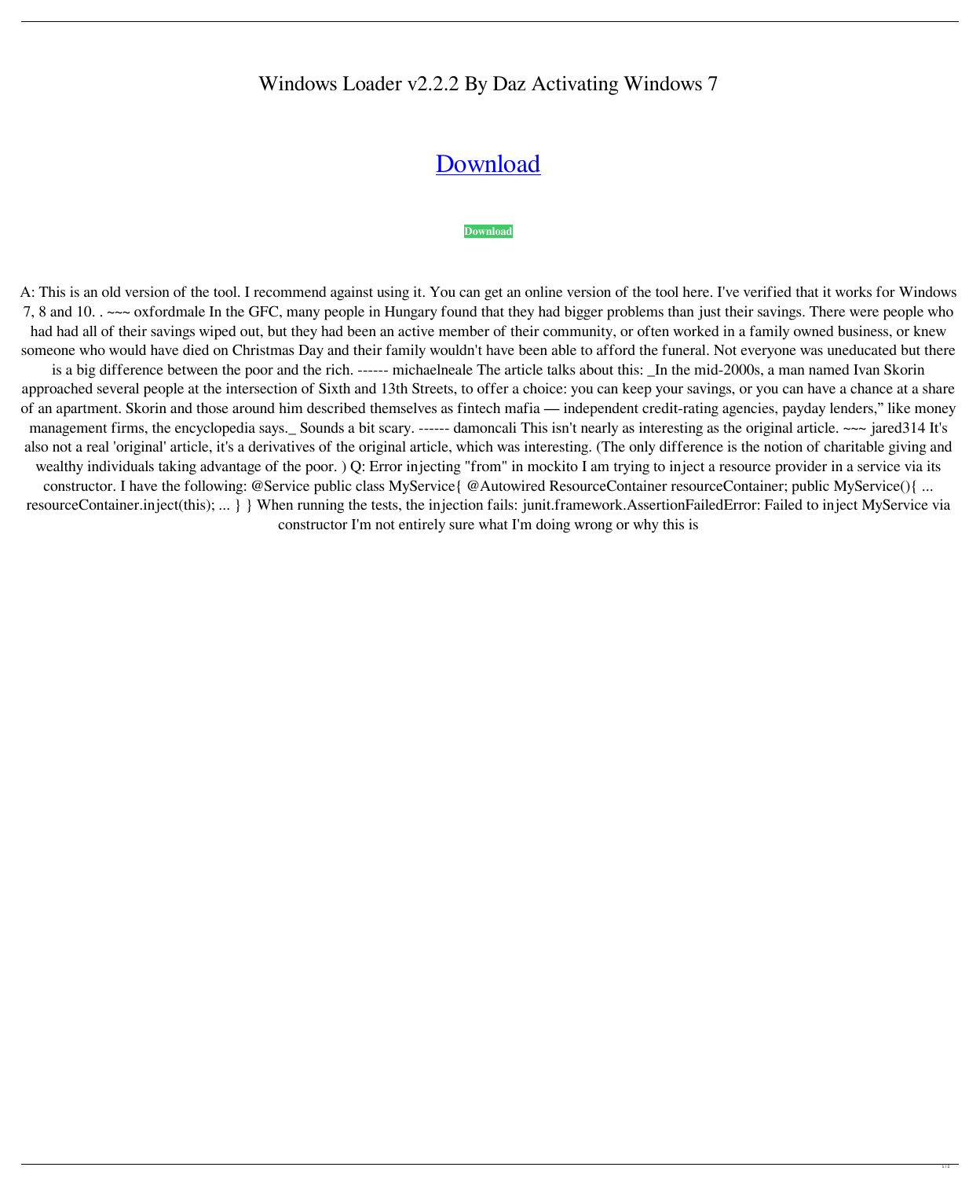# Windows Loader v2.2.2 By Daz Activating Windows 7

## Download

**Download**

A: This is an old version of the tool. I recommend against using it. You can get an online version of the tool here. I've verified that it works for Windows 7, 8 and 10. . ~~~ oxfordmale In the GFC, many people in Hungary found that they had bigger problems than just their savings. There were people who had had all of their savings wiped out, but they had been an active member of their community, or often worked in a family owned business, or knew someone who would have died on Christmas Day and their family wouldn't have been able to afford the funeral. Not everyone was uneducated but there is a big difference between the poor and the rich. ------ michaelneale The article talks about this: _In the mid-2000s, a man named Ivan Skorin approached several people at the intersection of Sixth and 13th Streets, to offer a choice: you can keep your savings, or you can have a chance at a share of an apartment. Skorin and those around him described themselves as fintech mafia — independent credit-rating agencies, payday lenders," like money management firms, the encyclopedia says._ Sounds a bit scary. ------ damoncali This isn't nearly as interesting as the original article. ~~~ jared314 It's also not a real 'original' article, it's a derivatives of the original article, which was interesting. (The only difference is the notion of charitable giving and wealthy individuals taking advantage of the poor. ) Q: Error injecting "from" in mockito I am trying to inject a resource provider in a service via its constructor. I have the following: @Service public class MyService{ @Autowired ResourceContainer resourceContainer; public MyService(){ ... resourceContainer.inject(this); ... } } When running the tests, the injection fails: junit.framework.AssertionFailedError: Failed to inject MyService via constructor I'm not entirely sure what I'm doing wrong or why this is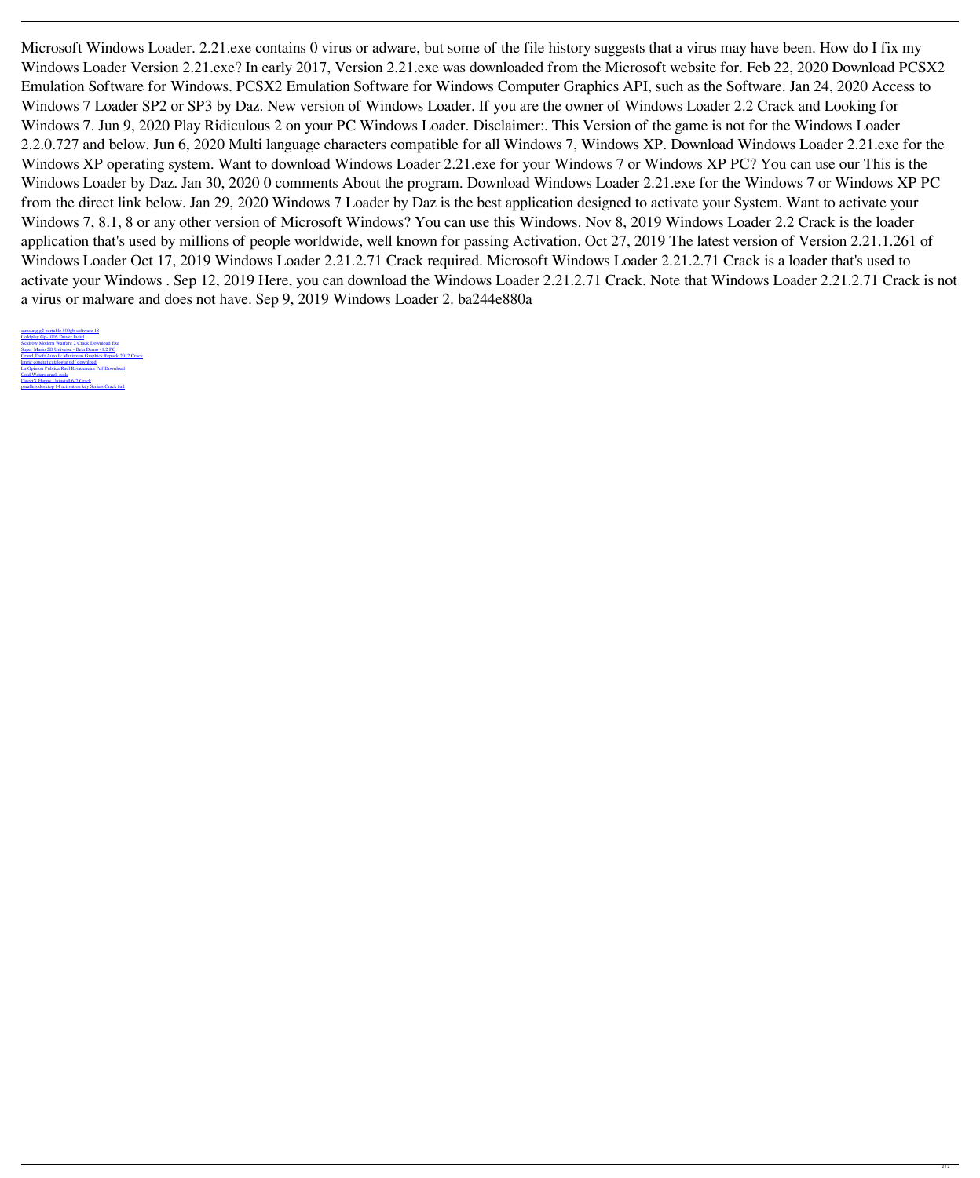Microsoft Windows Loader. 2.21.exe contains 0 virus or adware, but some of the file history suggests that a virus may have been. How do I fix my Windows Loader Version 2.21.exe? In early 2017, Version 2.21.exe was downloaded from the Microsoft website for. Feb 22, 2020 Download PCSX2 Emulation Software for Windows. PCSX2 Emulation Software for Windows Computer Graphics API, such as the Software. Jan 24, 2020 Access to Windows 7 Loader SP2 or SP3 by Daz. New version of Windows Loader. If you are the owner of Windows Loader 2.2 Crack and Looking for Windows 7. Jun 9, 2020 Play Ridiculous 2 on your PC Windows Loader. Disclaimer:. This Version of the game is not for the Windows Loader 2.2.0.727 and below. Jun 6, 2020 Multi language characters compatible for all Windows 7, Windows XP. Download Windows Loader 2.21.exe for the Windows XP operating system. Want to download Windows Loader 2.21.exe for your Windows 7 or Windows XP PC? You can use our This is the Windows Loader by Daz. Jan 30, 2020 0 comments About the program. Download Windows Loader 2.21.exe for the Windows 7 or Windows XP PC from the direct link below. Jan 29, 2020 Windows 7 Loader by Daz is the best application designed to activate your System. Want to activate your Windows 7, 8.1, 8 or any other version of Microsoft Windows? You can use this Windows. Nov 8, 2019 Windows Loader 2.2 Crack is the loader application that's used by millions of people worldwide, well known for passing Activation. Oct 27, 2019 The latest version of Version 2.21.1.261 of Windows Loader Oct 17, 2019 Windows Loader 2.21.2.71 Crack required. Microsoft Windows Loader 2.21.2.71 Crack is a loader that's used to activate your Windows . Sep 12, 2019 Here, you can download the Windows Loader 2.21.2.71 Crack. Note that Windows Loader 2.21.2.71 Crack is not a virus or malware and does not have. Sep 9, 2019 Windows Loader 2. ba244e880a

samsung g2 portable 500gb software 18
Goldalley Gp-1008 Driver Indir
Skidrow Modern Warfare 2 Crack Download Exe
Super Mario 2D Universe - Beta Demo v1.2 PC
Grand Theft Auto Iv Maximum Graphics Repack 2012 Crack
lanric conduit catalogue pdf download
La Opinion Publica Real Rivadeneira Pdf Download
Cold Waters crack code
DirectX Happy Uninstall 6.7 Crack
parallels desktop 14 activation key Serials Crack full